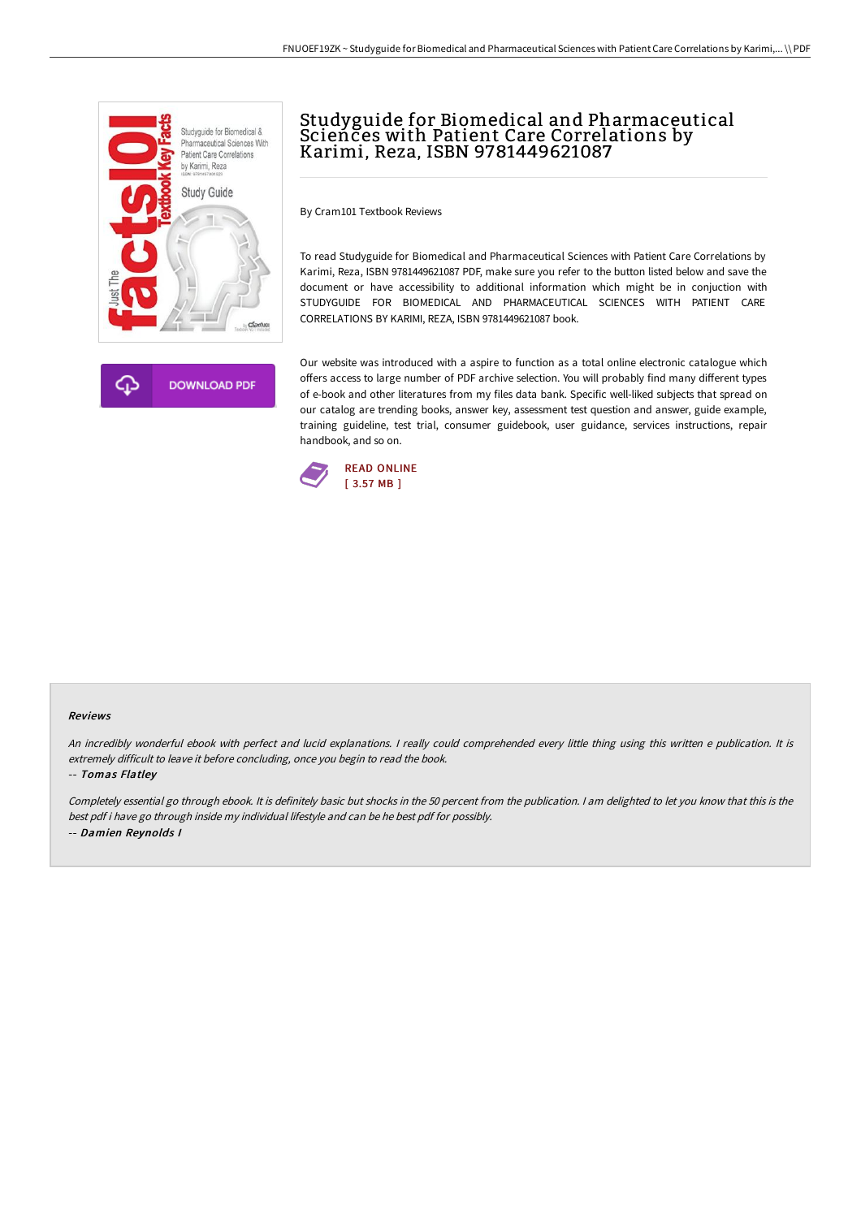# Studyguide for Biomedical and Pharmaceutical Sciences with Patient Care Correlations by Karimi, Reza, ISBN 9781449621087

By Cram101 Textbook Reviews

To read Studyguide for Biomedical and Pharmaceutical Sciences with Patient Care Correlations by Karimi, Reza, ISBN 9781449621087 PDF, make sure you refer to the button listed below and save the document or have accessibility to additional information which might be in conjuction with STUDYGUIDE FOR BIOMEDICAL AND PHARMACEUTICAL SCIENCES WITH PATIENT CARE CORRELATIONS BY KARIMI, REZA, ISBN 9781449621087 book.

Our website was introduced with a aspire to function as a total online electronic catalogue which offers access to large number of PDF archive selection. You will probably find many different types of e-book and other literatures from my files data bank. Specific well-liked subjects that spread on our catalog are trending books, answer key, assessment test question and answer, guide example, training guideline, test trial, consumer guidebook, user guidance, services instructions, repair handbook, and so on.

READ ONLINE
[ 3.57 MB ]

### Reviews

*An incredibly wonderful ebook with perfect and lucid explanations. I really could comprehended every little thing using this written e publication. It is extremely difficult to leave it before concluding, once you begin to read the book.*

-- *Tomas Flatley*

*Completely essential go through ebook. It is definitely basic but shocks in the 50 percent from the publication. I am delighted to let you know that this is the best pdf i have go through inside my individual lifestyle and can be he best pdf for possibly.*

-- *Damien Reynolds I*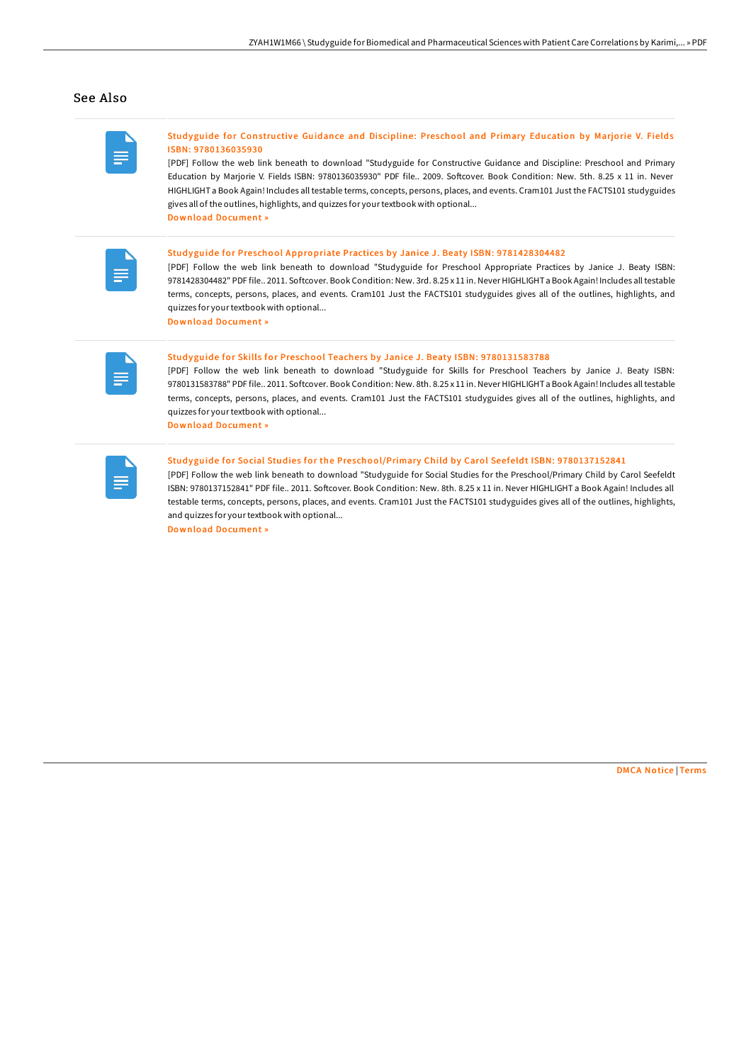## See Also

### Studyguide for Constructive Guidance and Discipline: Preschool and Primary Education by Marjorie V. Fields ISBN: 9780136035930

[PDF] Follow the web link beneath to download "Studyguide for Constructive Guidance and Discipline: Preschool and Primary Education by Marjorie V. Fields ISBN: 9780136035930" PDF file.. 2009. Softcover. Book Condition: New. 5th. 8.25 x 11 in. Never HIGHLIGHT a Book Again! Includes all testable terms, concepts, persons, places, and events. Cram101 Just the FACTS101 studyguides gives all of the outlines, highlights, and quizzes for your textbook with optional...

Download Document »

### Studyguide for Preschool Appropriate Practices by Janice J. Beaty ISBN: 9781428304482

[PDF] Follow the web link beneath to download "Studyguide for Preschool Appropriate Practices by Janice J. Beaty ISBN: 9781428304482" PDF file.. 2011. Softcover. Book Condition: New. 3rd. 8.25 x 11 in. Never HIGHLIGHT a Book Again! Includes all testable terms, concepts, persons, places, and events. Cram101 Just the FACTS101 studyguides gives all of the outlines, highlights, and quizzes for your textbook with optional...

Download Document »

### Studyguide for Skills for Preschool Teachers by Janice J. Beaty ISBN: 9780131583788

[PDF] Follow the web link beneath to download "Studyguide for Skills for Preschool Teachers by Janice J. Beaty ISBN: 9780131583788" PDF file.. 2011. Softcover. Book Condition: New. 8th. 8.25 x 11 in. Never HIGHLIGHT a Book Again! Includes all testable terms, concepts, persons, places, and events. Cram101 Just the FACTS101 studyguides gives all of the outlines, highlights, and quizzes for your textbook with optional...

Download Document »

### Studyguide for Social Studies for the Preschool/Primary Child by Carol Seefeldt ISBN: 9780137152841

[PDF] Follow the web link beneath to download "Studyguide for Social Studies for the Preschool/Primary Child by Carol Seefeldt ISBN: 9780137152841" PDF file.. 2011. Softcover. Book Condition: New. 8th. 8.25 x 11 in. Never HIGHLIGHT a Book Again! Includes all testable terms, concepts, persons, places, and events. Cram101 Just the FACTS101 studyguides gives all of the outlines, highlights, and quizzes for your textbook with optional...

Download Document »

DMCA Notice | Terms